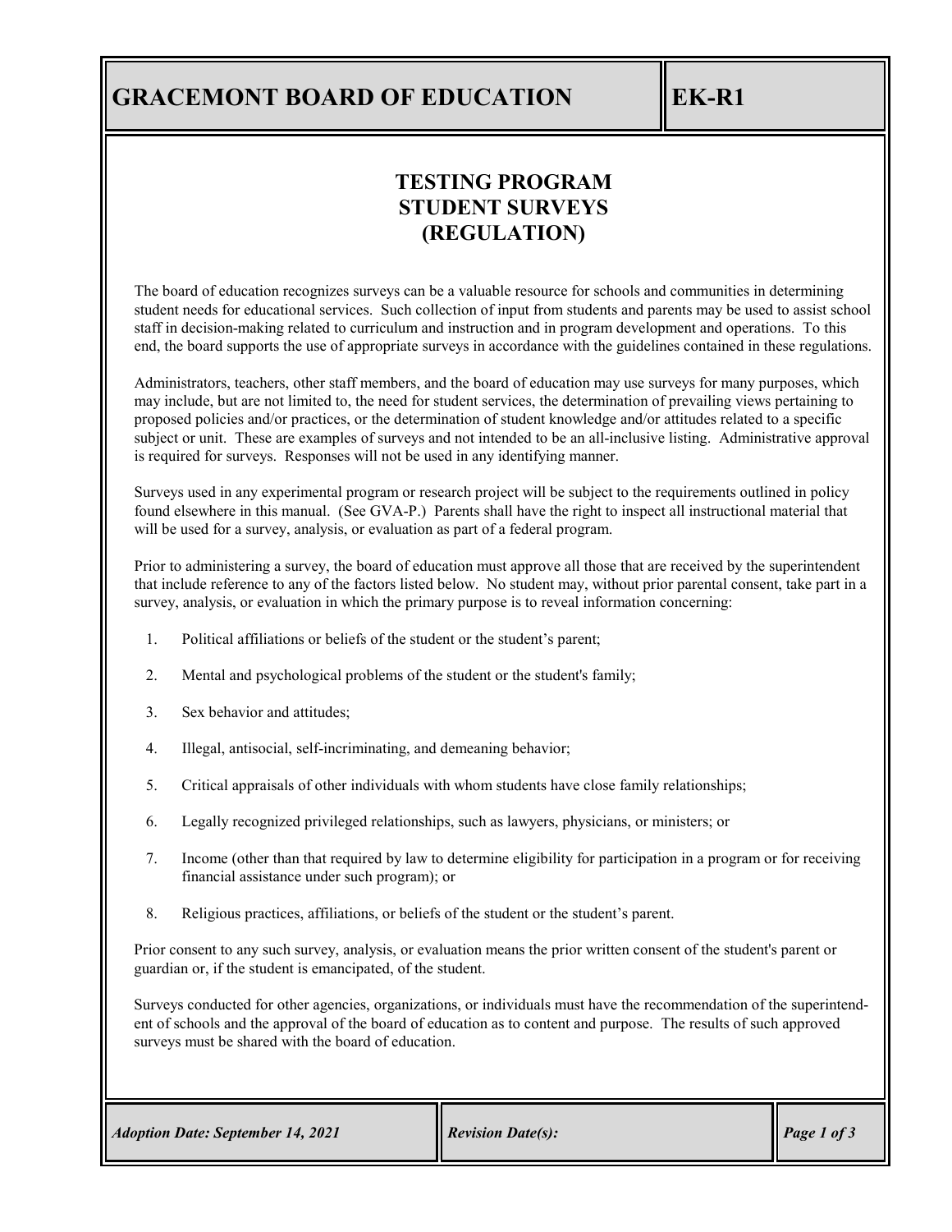# GRACEMONT BOARD OF EDUCATION — EK-R1

## TESTING PROGRAM
## STUDENT SURVEYS
## (REGULATION)

The board of education recognizes surveys can be a valuable resource for schools and communities in determining student needs for educational services. Such collection of input from students and parents may be used to assist school staff in decision-making related to curriculum and instruction and in program development and operations. To this end, the board supports the use of appropriate surveys in accordance with the guidelines contained in these regulations.

Administrators, teachers, other staff members, and the board of education may use surveys for many purposes, which may include, but are not limited to, the need for student services, the determination of prevailing views pertaining to proposed policies and/or practices, or the determination of student knowledge and/or attitudes related to a specific subject or unit. These are examples of surveys and not intended to be an all-inclusive listing. Administrative approval is required for surveys. Responses will not be used in any identifying manner.

Surveys used in any experimental program or research project will be subject to the requirements outlined in policy found elsewhere in this manual. (See GVA-P.) Parents shall have the right to inspect all instructional material that will be used for a survey, analysis, or evaluation as part of a federal program.

Prior to administering a survey, the board of education must approve all those that are received by the superintendent that include reference to any of the factors listed below. No student may, without prior parental consent, take part in a survey, analysis, or evaluation in which the primary purpose is to reveal information concerning:

1. Political affiliations or beliefs of the student or the student's parent;
2. Mental and psychological problems of the student or the student's family;
3. Sex behavior and attitudes;
4. Illegal, antisocial, self-incriminating, and demeaning behavior;
5. Critical appraisals of other individuals with whom students have close family relationships;
6. Legally recognized privileged relationships, such as lawyers, physicians, or ministers; or
7. Income (other than that required by law to determine eligibility for participation in a program or for receiving financial assistance under such program); or
8. Religious practices, affiliations, or beliefs of the student or the student's parent.

Prior consent to any such survey, analysis, or evaluation means the prior written consent of the student's parent or guardian or, if the student is emancipated, of the student.

Surveys conducted for other agencies, organizations, or individuals must have the recommendation of the superintendent of schools and the approval of the board of education as to content and purpose. The results of such approved surveys must be shared with the board of education.

*Adoption Date: September 14, 2021* | *Revision Date(s):*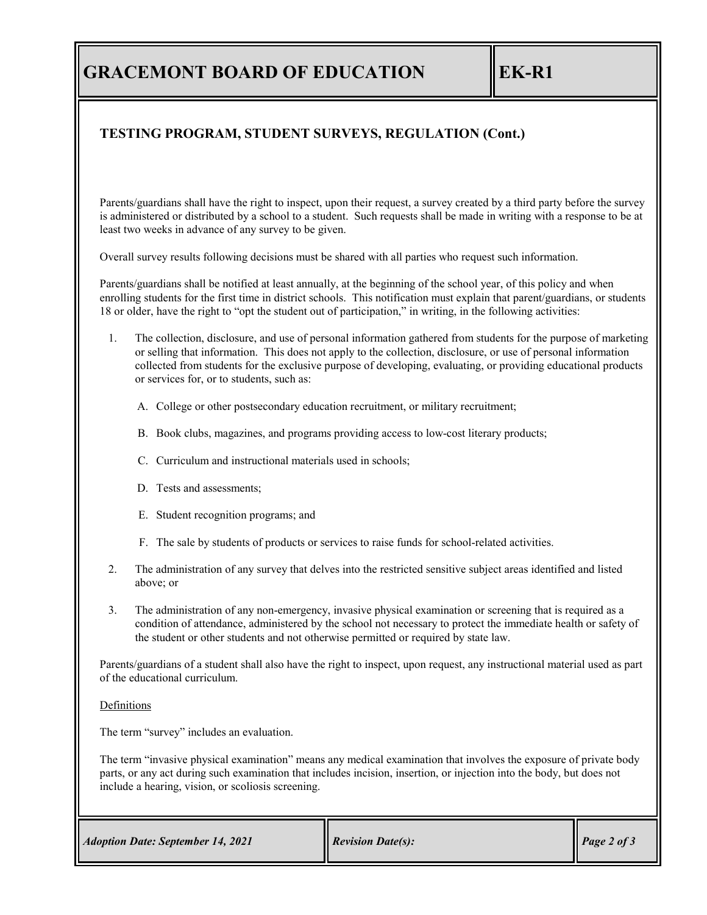## TESTING PROGRAM, STUDENT SURVEYS, REGULATION (Cont.)

Parents/guardians shall have the right to inspect, upon their request, a survey created by a third party before the survey is administered or distributed by a school to a student. Such requests shall be made in writing with a response to be at least two weeks in advance of any survey to be given.

Overall survey results following decisions must be shared with all parties who request such information.

Parents/guardians shall be notified at least annually, at the beginning of the school year, of this policy and when enrolling students for the first time in district schools. This notification must explain that parent/guardians, or students 18 or older, have the right to "opt the student out of participation," in writing, in the following activities:

1. The collection, disclosure, and use of personal information gathered from students for the purpose of marketing or selling that information. This does not apply to the collection, disclosure, or use of personal information collected from students for the exclusive purpose of developing, evaluating, or providing educational products or services for, or to students, such as:

   A. College or other postsecondary education recruitment, or military recruitment;

   B. Book clubs, magazines, and programs providing access to low-cost literary products;

   C. Curriculum and instructional materials used in schools;

   D. Tests and assessments;

   E. Student recognition programs; and

   F. The sale by students of products or services to raise funds for school-related activities.

2. The administration of any survey that delves into the restricted sensitive subject areas identified and listed above; or

3. The administration of any non-emergency, invasive physical examination or screening that is required as a condition of attendance, administered by the school not necessary to protect the immediate health or safety of the student or other students and not otherwise permitted or required by state law.

Parents/guardians of a student shall also have the right to inspect, upon request, any instructional material used as part of the educational curriculum.

Definitions

The term "survey" includes an evaluation.

The term "invasive physical examination" means any medical examination that involves the exposure of private body parts, or any act during such examination that includes incision, insertion, or injection into the body, but does not include a hearing, vision, or scoliosis screening.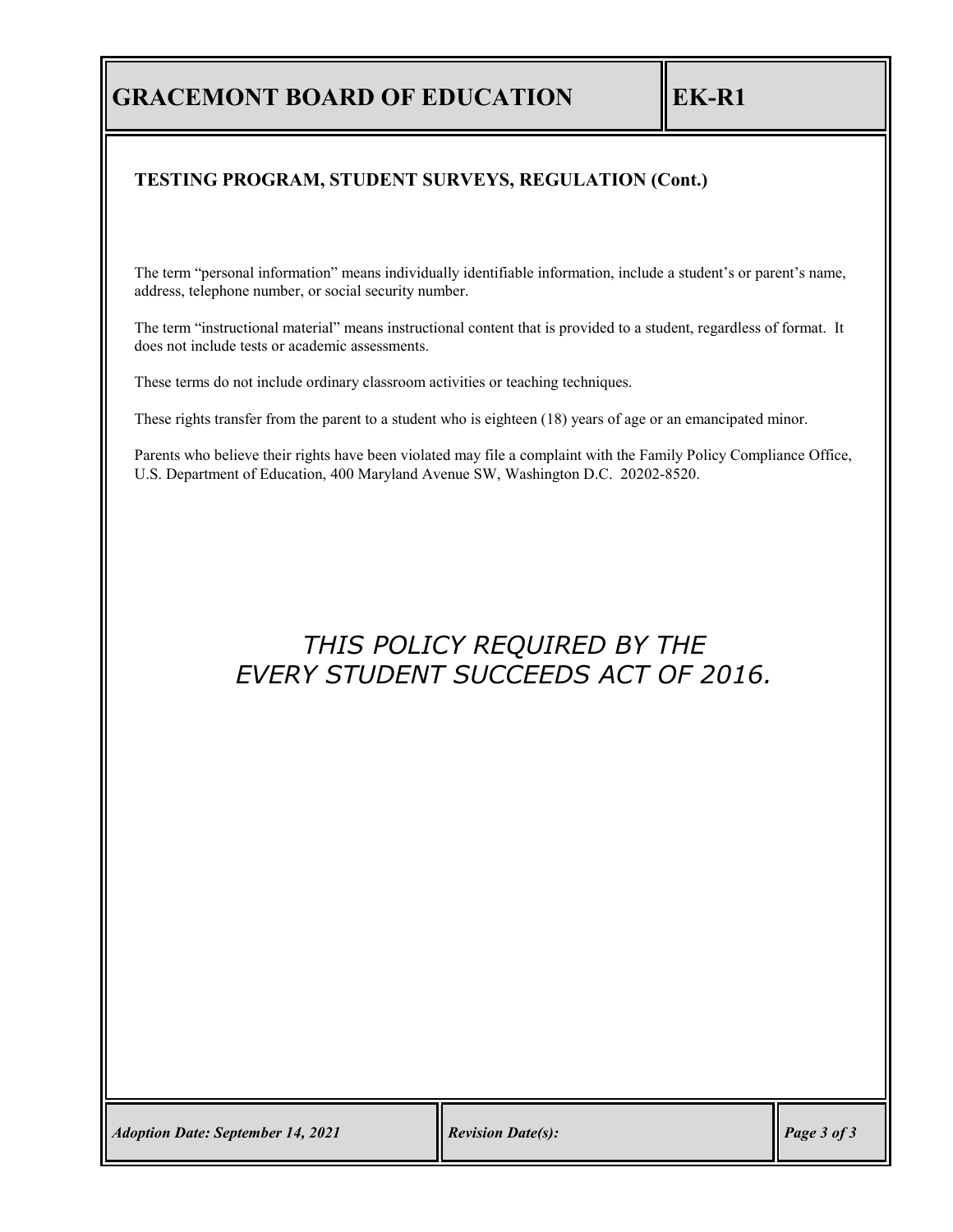## TESTING PROGRAM, STUDENT SURVEYS, REGULATION (Cont.)

The term “personal information” means individually identifiable information, include a student’s or parent’s name, address, telephone number, or social security number.

The term “instructional material” means instructional content that is provided to a student, regardless of format. It does not include tests or academic assessments.

These terms do not include ordinary classroom activities or teaching techniques.

These rights transfer from the parent to a student who is eighteen (18) years of age or an emancipated minor.

Parents who believe their rights have been violated may file a complaint with the Family Policy Compliance Office, U.S. Department of Education, 400 Maryland Avenue SW, Washington D.C. 20202-8520.

*THIS POLICY REQUIRED BY THE EVERY STUDENT SUCCEEDS ACT OF 2016.*

***Adoption Date: September 14, 2021*** | ***Revision Date(s):***